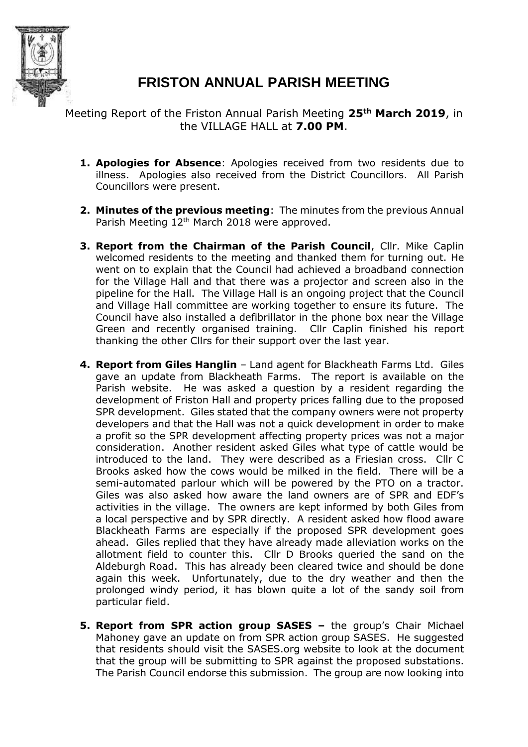# FRISTON ANNUAL PARISH MEETING

Meeting Report of the Friston Annual Parish Meeting **25th March 2019**, in the VILLAGE HALL at **7.00 PM**.

1. **Apologies for Absence**: Apologies received from two residents due to illness. Apologies also received from the District Councillors. All Parish Councillors were present.

2. **Minutes of the previous meeting**: The minutes from the previous Annual Parish Meeting 12th March 2018 were approved.

3. **Report from the Chairman of the Parish Council**, Cllr. Mike Caplin welcomed residents to the meeting and thanked them for turning out. He went on to explain that the Council had achieved a broadband connection for the Village Hall and that there was a projector and screen also in the pipeline for the Hall. The Village Hall is an ongoing project that the Council and Village Hall committee are working together to ensure its future. The Council have also installed a defibrillator in the phone box near the Village Green and recently organised training. Cllr Caplin finished his report thanking the other Cllrs for their support over the last year.

4. **Report from Giles Hanglin** – Land agent for Blackheath Farms Ltd. Giles gave an update from Blackheath Farms. The report is available on the Parish website. He was asked a question by a resident regarding the development of Friston Hall and property prices falling due to the proposed SPR development. Giles stated that the company owners were not property developers and that the Hall was not a quick development in order to make a profit so the SPR development affecting property prices was not a major consideration. Another resident asked Giles what type of cattle would be introduced to the land. They were described as a Friesian cross. Cllr C Brooks asked how the cows would be milked in the field. There will be a semi-automated parlour which will be powered by the PTO on a tractor. Giles was also asked how aware the land owners are of SPR and EDF's activities in the village. The owners are kept informed by both Giles from a local perspective and by SPR directly. A resident asked how flood aware Blackheath Farms are especially if the proposed SPR development goes ahead. Giles replied that they have already made alleviation works on the allotment field to counter this. Cllr D Brooks queried the sand on the Aldeburgh Road. This has already been cleared twice and should be done again this week. Unfortunately, due to the dry weather and then the prolonged windy period, it has blown quite a lot of the sandy soil from particular field.

5. **Report from SPR action group SASES –** the group's Chair Michael Mahoney gave an update on from SPR action group SASES. He suggested that residents should visit the SASES.org website to look at the document that the group will be submitting to SPR against the proposed substations. The Parish Council endorse this submission. The group are now looking into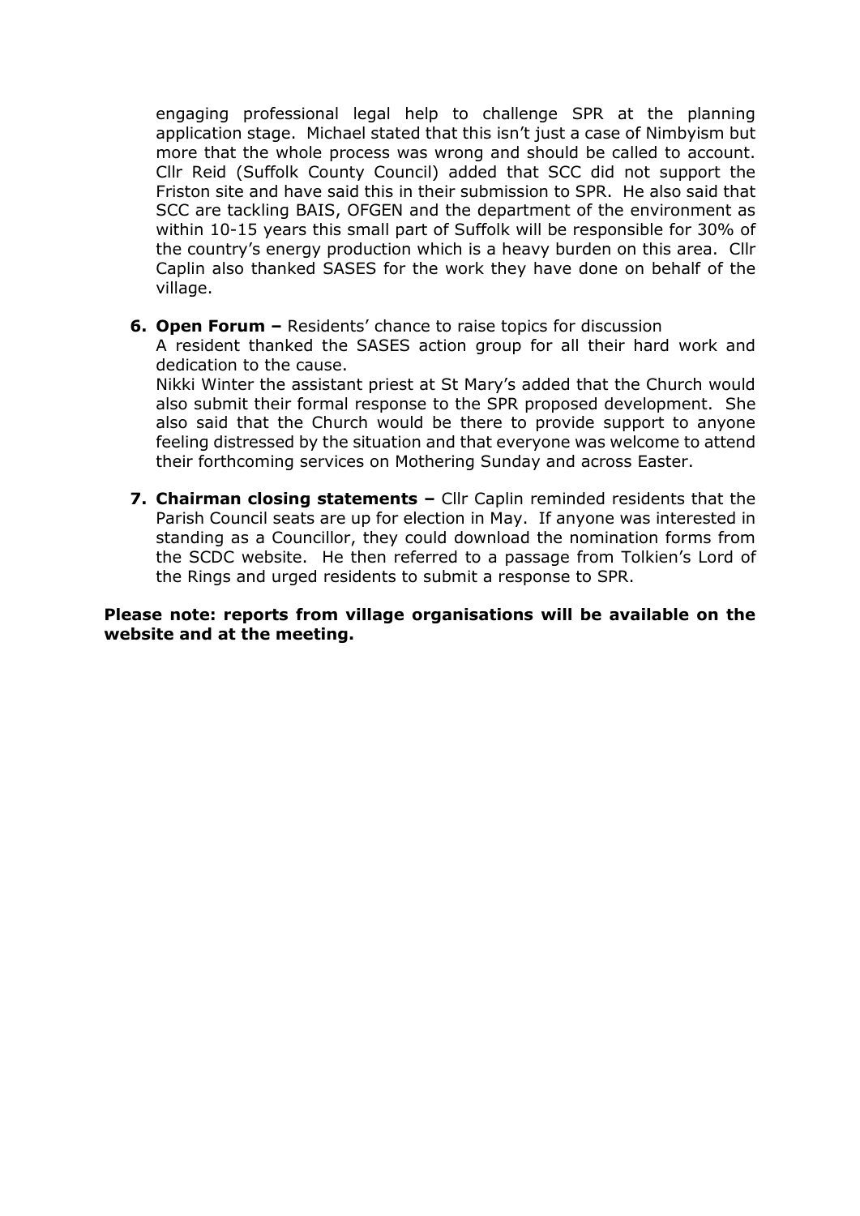engaging professional legal help to challenge SPR at the planning application stage. Michael stated that this isn't just a case of Nimbyism but more that the whole process was wrong and should be called to account. Cllr Reid (Suffolk County Council) added that SCC did not support the Friston site and have said this in their submission to SPR. He also said that SCC are tackling BAIS, OFGEN and the department of the environment as within 10-15 years this small part of Suffolk will be responsible for 30% of the country's energy production which is a heavy burden on this area. Cllr Caplin also thanked SASES for the work they have done on behalf of the village.

6. **Open Forum –** Residents' chance to raise topics for discussion
   A resident thanked the SASES action group for all their hard work and dedication to the cause.
   Nikki Winter the assistant priest at St Mary's added that the Church would also submit their formal response to the SPR proposed development. She also said that the Church would be there to provide support to anyone feeling distressed by the situation and that everyone was welcome to attend their forthcoming services on Mothering Sunday and across Easter.

7. **Chairman closing statements –** Cllr Caplin reminded residents that the Parish Council seats are up for election in May. If anyone was interested in standing as a Councillor, they could download the nomination forms from the SCDC website. He then referred to a passage from Tolkien's Lord of the Rings and urged residents to submit a response to SPR.

**Please note: reports from village organisations will be available on the website and at the meeting.**